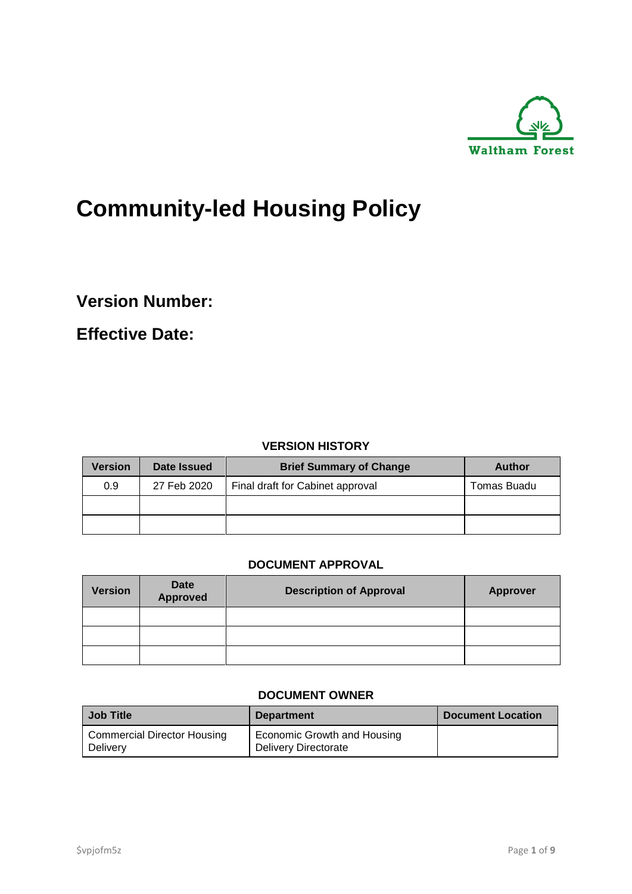Waltham Forest

# Community-led Housing Policy

## Version Number:

## Effective Date:

**VERSION HISTORY**

| Version | Date Issued | Brief Summary of Change | Author |
|---|---|---|---|
| 0.9 | 27 Feb 2020 | Final draft for Cabinet approval | Tomas Buadu |
| | | | |
| | | | |

**DOCUMENT APPROVAL**

| Version | Date Approved | Description of Approval | Approver |
|---|---|---|---|
| | | | |
| | | | |
| | | | |

**DOCUMENT OWNER**

| Job Title | Department | Document Location |
|---|---|---|
| Commercial Director Housing Delivery | Economic Growth and Housing Delivery Directorate | |

$vpjofm5z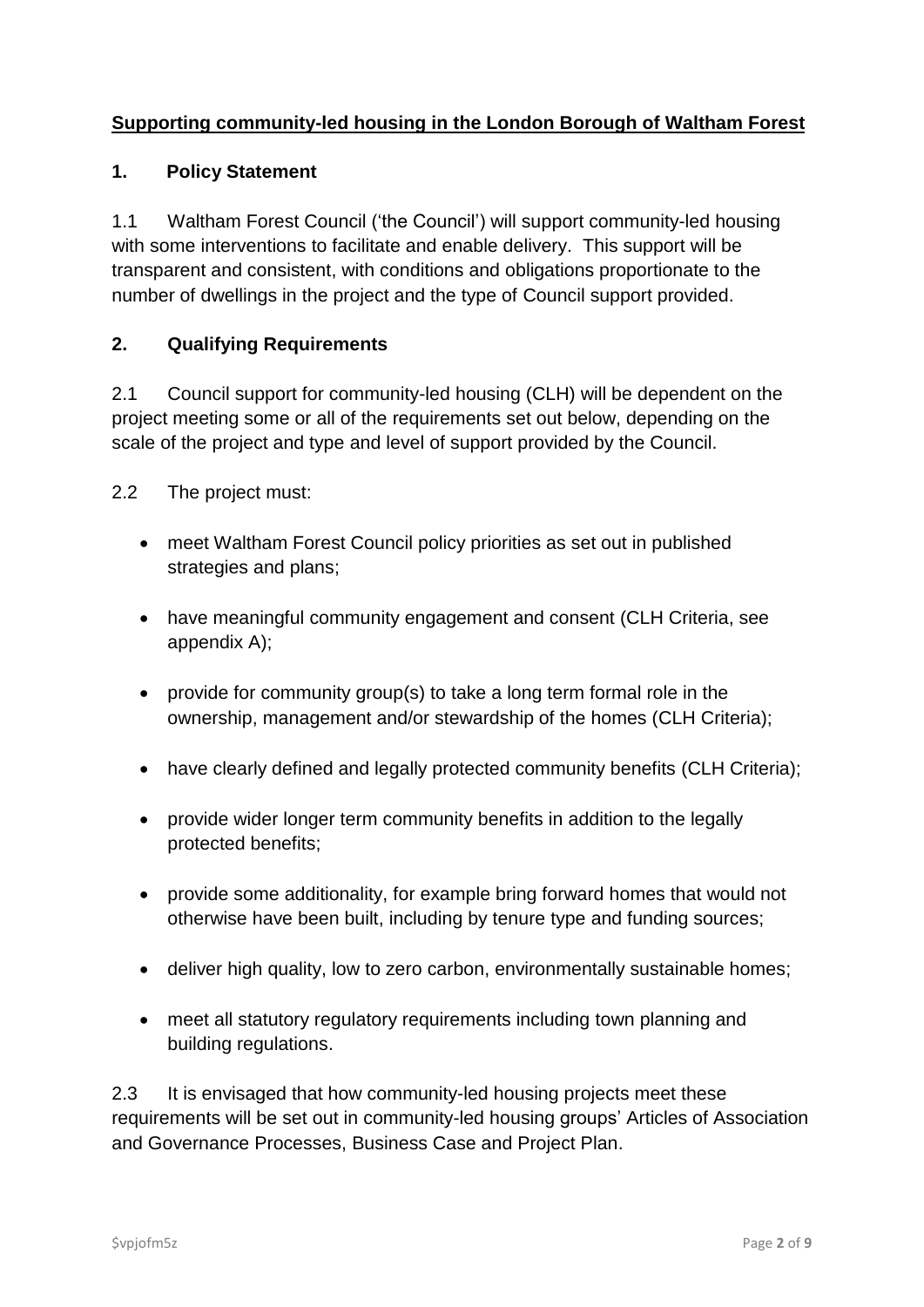# Supporting community-led housing in the London Borough of Waltham Forest

## 1. Policy Statement

1.1 Waltham Forest Council ('the Council') will support community-led housing with some interventions to facilitate and enable delivery. This support will be transparent and consistent, with conditions and obligations proportionate to the number of dwellings in the project and the type of Council support provided.

## 2. Qualifying Requirements

2.1 Council support for community-led housing (CLH) will be dependent on the project meeting some or all of the requirements set out below, depending on the scale of the project and type and level of support provided by the Council.

2.2 The project must:

- meet Waltham Forest Council policy priorities as set out in published strategies and plans;
- have meaningful community engagement and consent (CLH Criteria, see appendix A);
- provide for community group(s) to take a long term formal role in the ownership, management and/or stewardship of the homes (CLH Criteria);
- have clearly defined and legally protected community benefits (CLH Criteria);
- provide wider longer term community benefits in addition to the legally protected benefits;
- provide some additionality, for example bring forward homes that would not otherwise have been built, including by tenure type and funding sources;
- deliver high quality, low to zero carbon, environmentally sustainable homes;
- meet all statutory regulatory requirements including town planning and building regulations.

2.3 It is envisaged that how community-led housing projects meet these requirements will be set out in community-led housing groups' Articles of Association and Governance Processes, Business Case and Project Plan.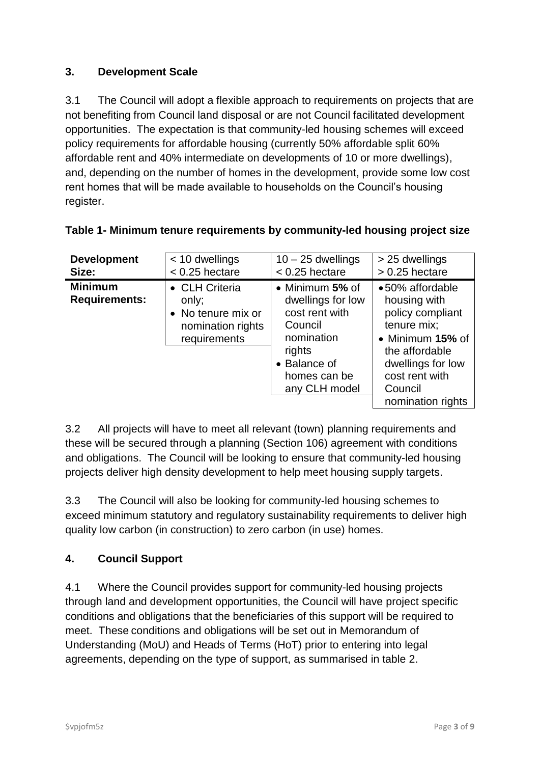## 3. Development Scale

3.1 The Council will adopt a flexible approach to requirements on projects that are not benefiting from Council land disposal or are not Council facilitated development opportunities. The expectation is that community-led housing schemes will exceed policy requirements for affordable housing (currently 50% affordable split 60% affordable rent and 40% intermediate on developments of 10 or more dwellings), and, depending on the number of homes in the development, provide some low cost rent homes that will be made available to households on the Council's housing register.

**Table 1- Minimum tenure requirements by community-led housing project size**

| **Development Size:** | < 10 dwellings<br>< 0.25 hectare | 10 – 25 dwellings<br>< 0.25 hectare | > 25 dwellings<br>> 0.25 hectare |
|---|---|---|---|
| **Minimum Requirements:** | • CLH Criteria only;<br>• No tenure mix or nomination rights requirements | • Minimum **5%** of dwellings for low cost rent with Council nomination rights<br>• Balance of homes can be any CLH model | • 50% affordable housing with policy compliant tenure mix;<br>• Minimum **15%** of the affordable dwellings for low cost rent with Council nomination rights |

3.2 All projects will have to meet all relevant (town) planning requirements and these will be secured through a planning (Section 106) agreement with conditions and obligations. The Council will be looking to ensure that community-led housing projects deliver high density development to help meet housing supply targets.

3.3 The Council will also be looking for community-led housing schemes to exceed minimum statutory and regulatory sustainability requirements to deliver high quality low carbon (in construction) to zero carbon (in use) homes.

## 4. Council Support

4.1 Where the Council provides support for community-led housing projects through land and development opportunities, the Council will have project specific conditions and obligations that the beneficiaries of this support will be required to meet. These conditions and obligations will be set out in Memorandum of Understanding (MoU) and Heads of Terms (HoT) prior to entering into legal agreements, depending on the type of support, as summarised in table 2.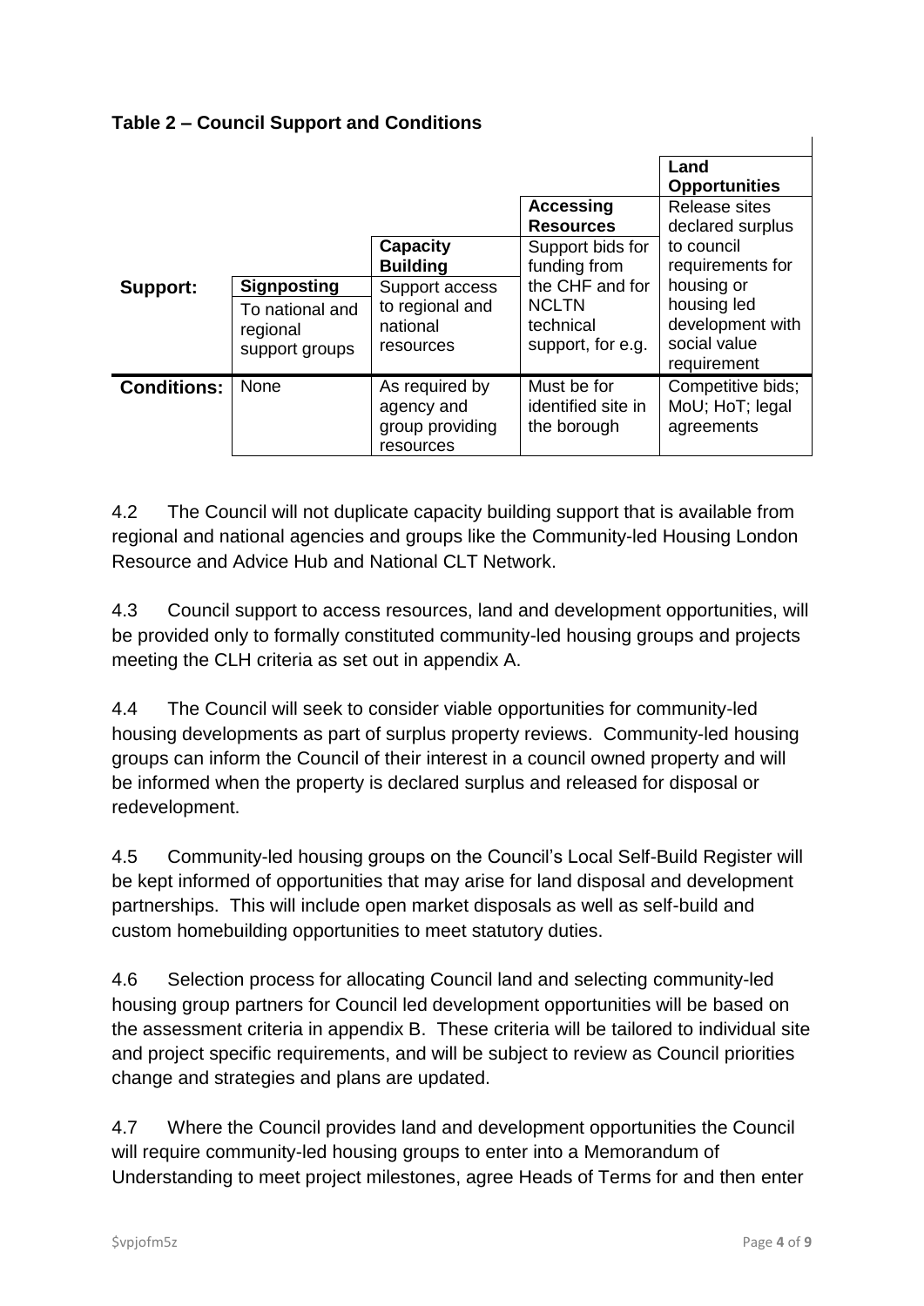**Table 2 – Council Support and Conditions**

| | **Signposting** | **Capacity Building** | **Accessing Resources** | **Land Opportunities** |
|---|---|---|---|---|
| **Support:** | To national and regional support groups | Support access to regional and national resources | Support bids for funding from the CHF and for NCLTN technical support, for e.g. | Release sites declared surplus to council requirements for housing or housing led development with social value requirement |
| **Conditions:** | None | As required by agency and group providing resources | Must be for identified site in the borough | Competitive bids; MoU; HoT; legal agreements |

4.2 The Council will not duplicate capacity building support that is available from regional and national agencies and groups like the Community-led Housing London Resource and Advice Hub and National CLT Network.

4.3 Council support to access resources, land and development opportunities, will be provided only to formally constituted community-led housing groups and projects meeting the CLH criteria as set out in appendix A.

4.4 The Council will seek to consider viable opportunities for community-led housing developments as part of surplus property reviews. Community-led housing groups can inform the Council of their interest in a council owned property and will be informed when the property is declared surplus and released for disposal or redevelopment.

4.5 Community-led housing groups on the Council's Local Self-Build Register will be kept informed of opportunities that may arise for land disposal and development partnerships. This will include open market disposals as well as self-build and custom homebuilding opportunities to meet statutory duties.

4.6 Selection process for allocating Council land and selecting community-led housing group partners for Council led development opportunities will be based on the assessment criteria in appendix B. These criteria will be tailored to individual site and project specific requirements, and will be subject to review as Council priorities change and strategies and plans are updated.

4.7 Where the Council provides land and development opportunities the Council will require community-led housing groups to enter into a Memorandum of Understanding to meet project milestones, agree Heads of Terms for and then enter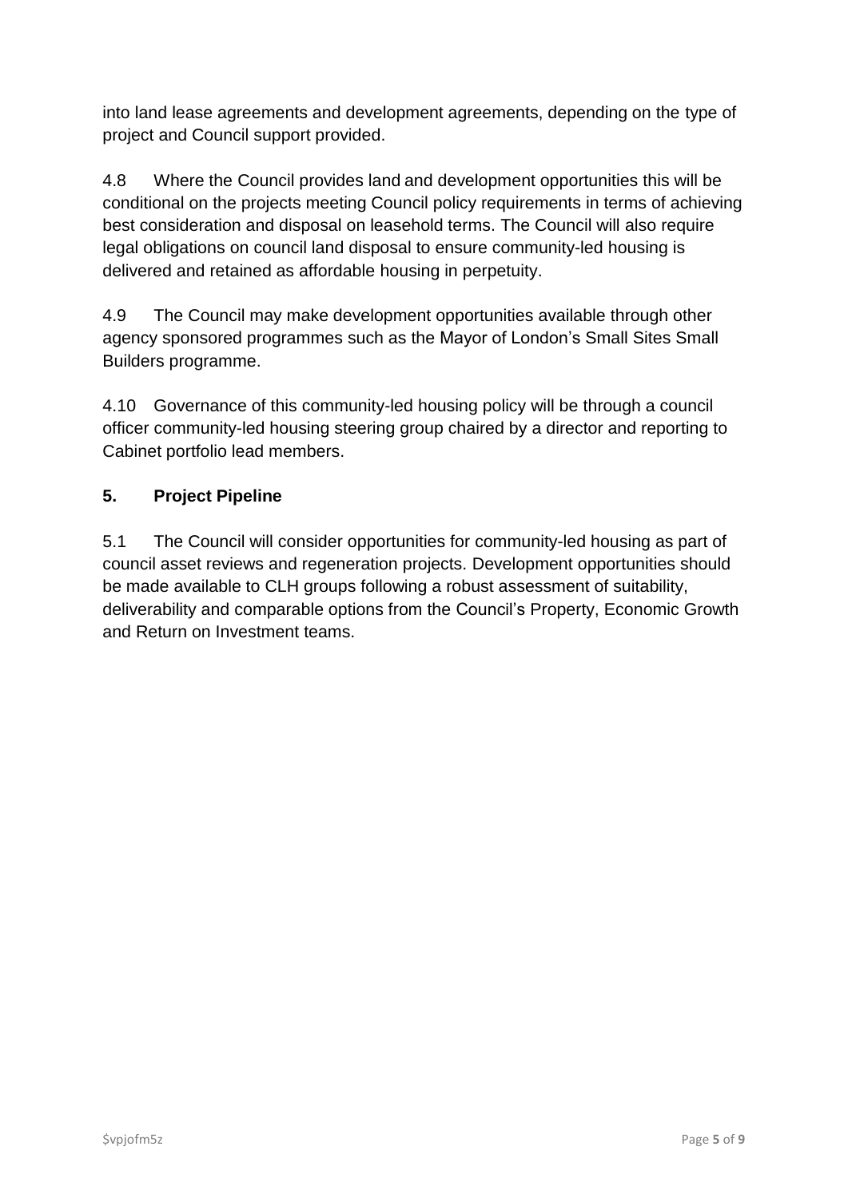into land lease agreements and development agreements, depending on the type of project and Council support provided.

4.8 Where the Council provides land and development opportunities this will be conditional on the projects meeting Council policy requirements in terms of achieving best consideration and disposal on leasehold terms. The Council will also require legal obligations on council land disposal to ensure community-led housing is delivered and retained as affordable housing in perpetuity.

4.9 The Council may make development opportunities available through other agency sponsored programmes such as the Mayor of London's Small Sites Small Builders programme.

4.10 Governance of this community-led housing policy will be through a council officer community-led housing steering group chaired by a director and reporting to Cabinet portfolio lead members.

## 5. Project Pipeline

5.1 The Council will consider opportunities for community-led housing as part of council asset reviews and regeneration projects. Development opportunities should be made available to CLH groups following a robust assessment of suitability, deliverability and comparable options from the Council's Property, Economic Growth and Return on Investment teams.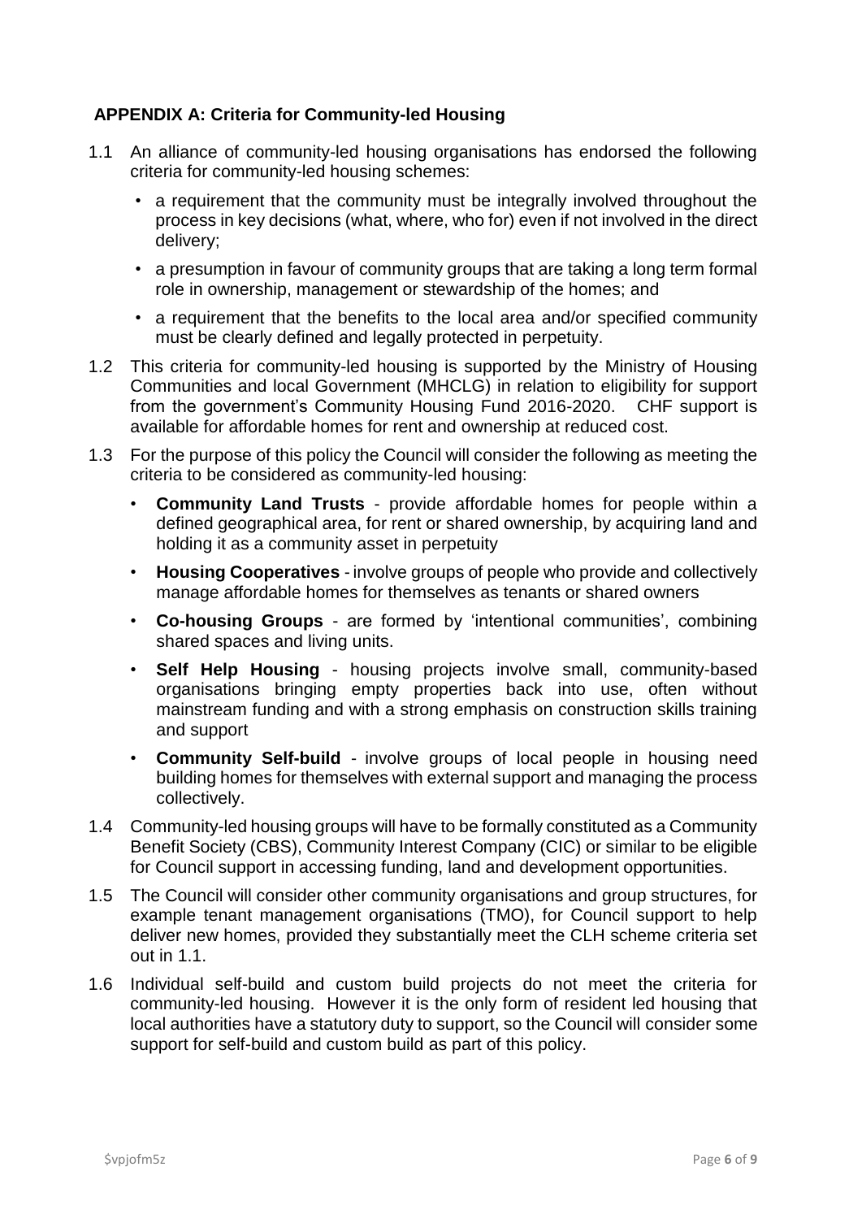## APPENDIX A: Criteria for Community-led Housing

1.1 An alliance of community-led housing organisations has endorsed the following criteria for community-led housing schemes:

- a requirement that the community must be integrally involved throughout the process in key decisions (what, where, who for) even if not involved in the direct delivery;
- a presumption in favour of community groups that are taking a long term formal role in ownership, management or stewardship of the homes; and
- a requirement that the benefits to the local area and/or specified community must be clearly defined and legally protected in perpetuity.

1.2 This criteria for community-led housing is supported by the Ministry of Housing Communities and local Government (MHCLG) in relation to eligibility for support from the government's Community Housing Fund 2016-2020. CHF support is available for affordable homes for rent and ownership at reduced cost.

1.3 For the purpose of this policy the Council will consider the following as meeting the criteria to be considered as community-led housing:

- **Community Land Trusts** - provide affordable homes for people within a defined geographical area, for rent or shared ownership, by acquiring land and holding it as a community asset in perpetuity
- **Housing Cooperatives** - involve groups of people who provide and collectively manage affordable homes for themselves as tenants or shared owners
- **Co-housing Groups** - are formed by 'intentional communities', combining shared spaces and living units.
- **Self Help Housing** - housing projects involve small, community-based organisations bringing empty properties back into use, often without mainstream funding and with a strong emphasis on construction skills training and support
- **Community Self-build** - involve groups of local people in housing need building homes for themselves with external support and managing the process collectively.

1.4 Community-led housing groups will have to be formally constituted as a Community Benefit Society (CBS), Community Interest Company (CIC) or similar to be eligible for Council support in accessing funding, land and development opportunities.

1.5 The Council will consider other community organisations and group structures, for example tenant management organisations (TMO), for Council support to help deliver new homes, provided they substantially meet the CLH scheme criteria set out in 1.1.

1.6 Individual self-build and custom build projects do not meet the criteria for community-led housing. However it is the only form of resident led housing that local authorities have a statutory duty to support, so the Council will consider some support for self-build and custom build as part of this policy.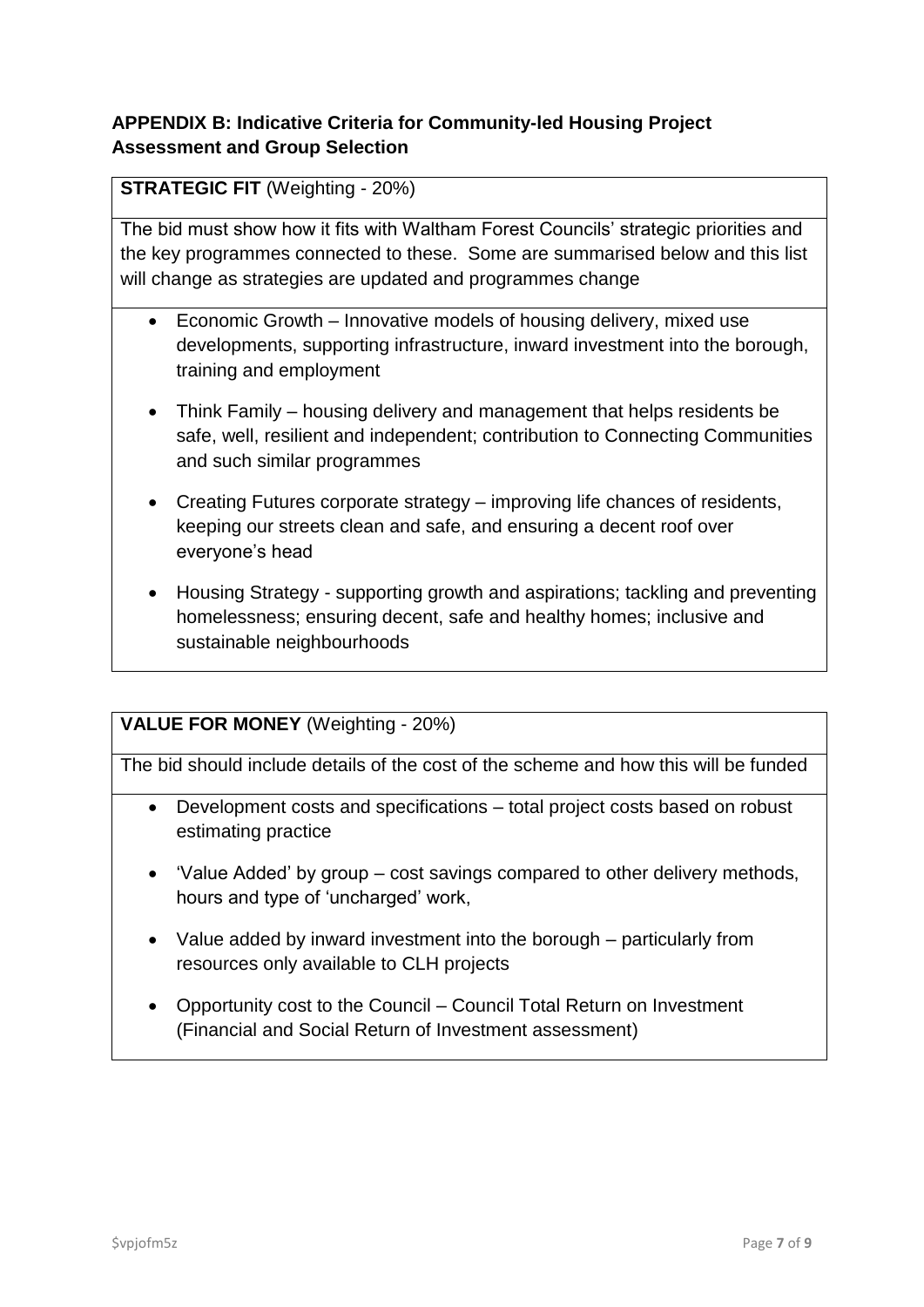## APPENDIX B: Indicative Criteria for Community-led Housing Project Assessment and Group Selection

**STRATEGIC FIT** (Weighting - 20%)

The bid must show how it fits with Waltham Forest Councils' strategic priorities and the key programmes connected to these. Some are summarised below and this list will change as strategies are updated and programmes change

- Economic Growth – Innovative models of housing delivery, mixed use developments, supporting infrastructure, inward investment into the borough, training and employment
- Think Family – housing delivery and management that helps residents be safe, well, resilient and independent; contribution to Connecting Communities and such similar programmes
- Creating Futures corporate strategy – improving life chances of residents, keeping our streets clean and safe, and ensuring a decent roof over everyone's head
- Housing Strategy - supporting growth and aspirations; tackling and preventing homelessness; ensuring decent, safe and healthy homes; inclusive and sustainable neighbourhoods

**VALUE FOR MONEY** (Weighting - 20%)

The bid should include details of the cost of the scheme and how this will be funded

- Development costs and specifications – total project costs based on robust estimating practice
- 'Value Added' by group – cost savings compared to other delivery methods, hours and type of 'uncharged' work,
- Value added by inward investment into the borough – particularly from resources only available to CLH projects
- Opportunity cost to the Council – Council Total Return on Investment (Financial and Social Return of Investment assessment)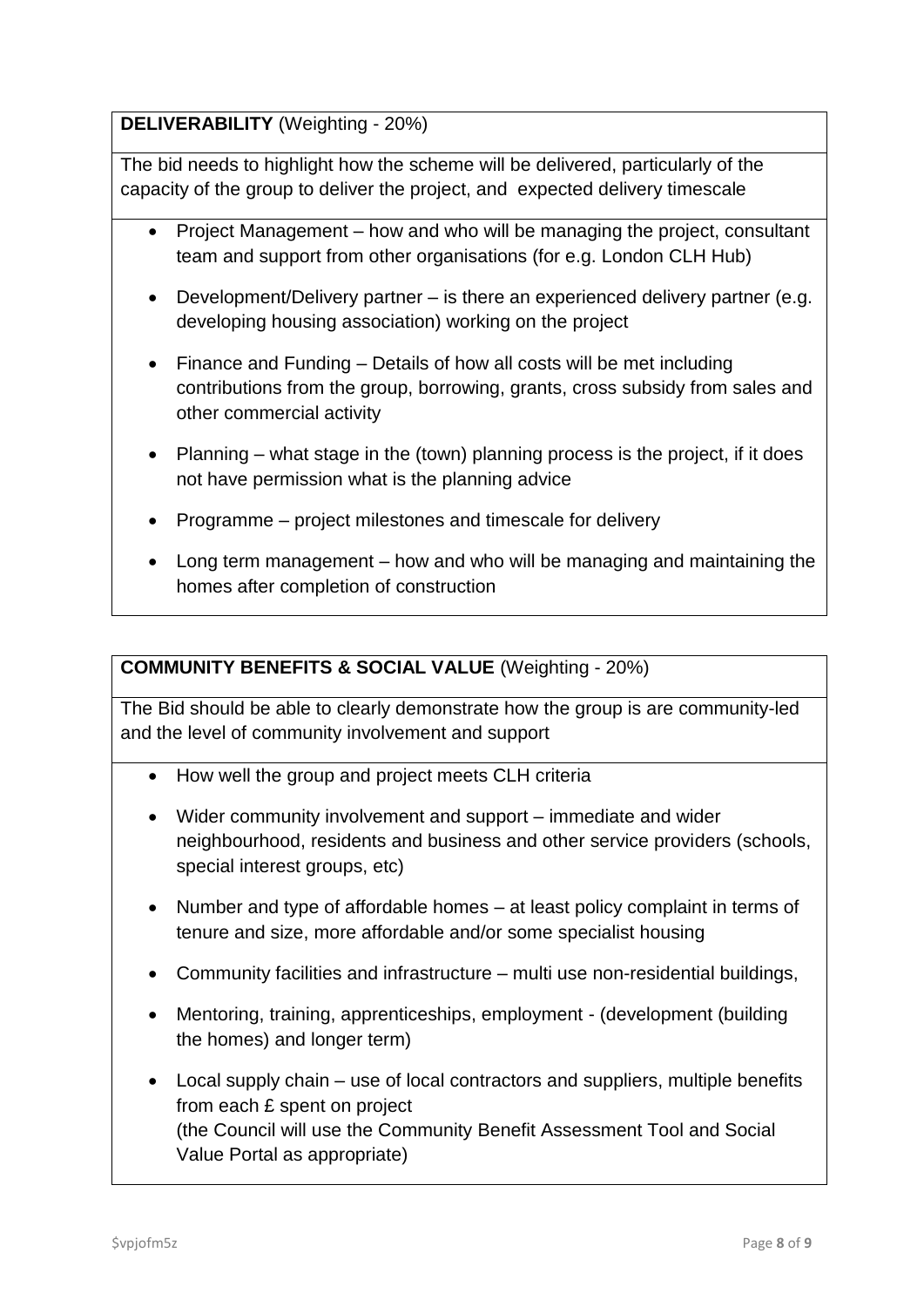**DELIVERABILITY** (Weighting - 20%)

The bid needs to highlight how the scheme will be delivered, particularly of the capacity of the group to deliver the project, and expected delivery timescale

- Project Management – how and who will be managing the project, consultant team and support from other organisations (for e.g. London CLH Hub)
- Development/Delivery partner – is there an experienced delivery partner (e.g. developing housing association) working on the project
- Finance and Funding – Details of how all costs will be met including contributions from the group, borrowing, grants, cross subsidy from sales and other commercial activity
- Planning – what stage in the (town) planning process is the project, if it does not have permission what is the planning advice
- Programme – project milestones and timescale for delivery
- Long term management – how and who will be managing and maintaining the homes after completion of construction

**COMMUNITY BENEFITS & SOCIAL VALUE** (Weighting - 20%)

The Bid should be able to clearly demonstrate how the group is are community-led and the level of community involvement and support

- How well the group and project meets CLH criteria
- Wider community involvement and support – immediate and wider neighbourhood, residents and business and other service providers (schools, special interest groups, etc)
- Number and type of affordable homes – at least policy complaint in terms of tenure and size, more affordable and/or some specialist housing
- Community facilities and infrastructure – multi use non-residential buildings,
- Mentoring, training, apprenticeships, employment - (development (building the homes) and longer term)
- Local supply chain – use of local contractors and suppliers, multiple benefits from each £ spent on project
  (the Council will use the Community Benefit Assessment Tool and Social Value Portal as appropriate)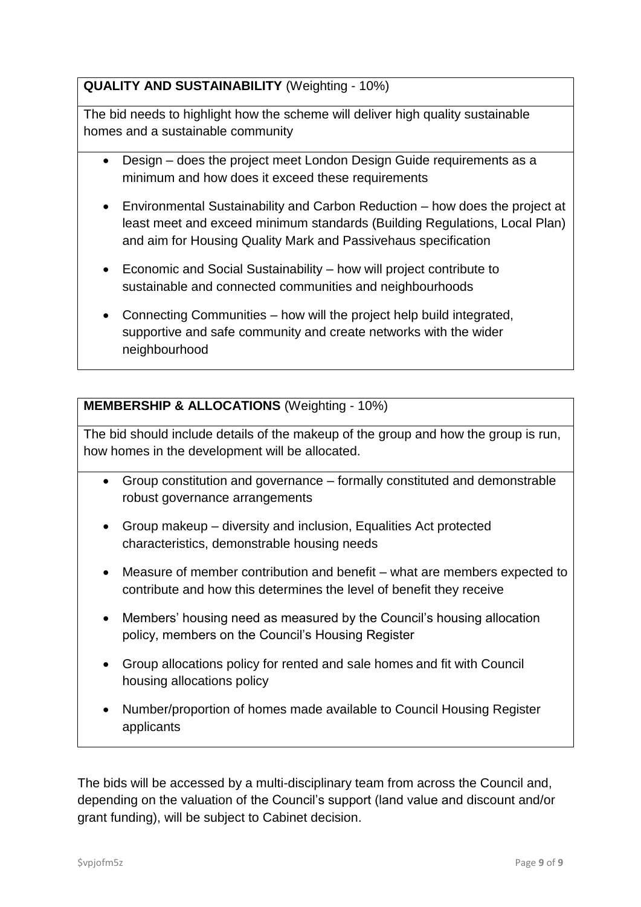**QUALITY AND SUSTAINABILITY** (Weighting - 10%)

The bid needs to highlight how the scheme will deliver high quality sustainable homes and a sustainable community

- Design – does the project meet London Design Guide requirements as a minimum and how does it exceed these requirements
- Environmental Sustainability and Carbon Reduction – how does the project at least meet and exceed minimum standards (Building Regulations, Local Plan) and aim for Housing Quality Mark and Passivehaus specification
- Economic and Social Sustainability – how will project contribute to sustainable and connected communities and neighbourhoods
- Connecting Communities – how will the project help build integrated, supportive and safe community and create networks with the wider neighbourhood

**MEMBERSHIP & ALLOCATIONS** (Weighting - 10%)

The bid should include details of the makeup of the group and how the group is run, how homes in the development will be allocated.

- Group constitution and governance – formally constituted and demonstrable robust governance arrangements
- Group makeup – diversity and inclusion, Equalities Act protected characteristics, demonstrable housing needs
- Measure of member contribution and benefit – what are members expected to contribute and how this determines the level of benefit they receive
- Members' housing need as measured by the Council's housing allocation policy, members on the Council's Housing Register
- Group allocations policy for rented and sale homes and fit with Council housing allocations policy
- Number/proportion of homes made available to Council Housing Register applicants

The bids will be accessed by a multi-disciplinary team from across the Council and, depending on the valuation of the Council's support (land value and discount and/or grant funding), will be subject to Cabinet decision.